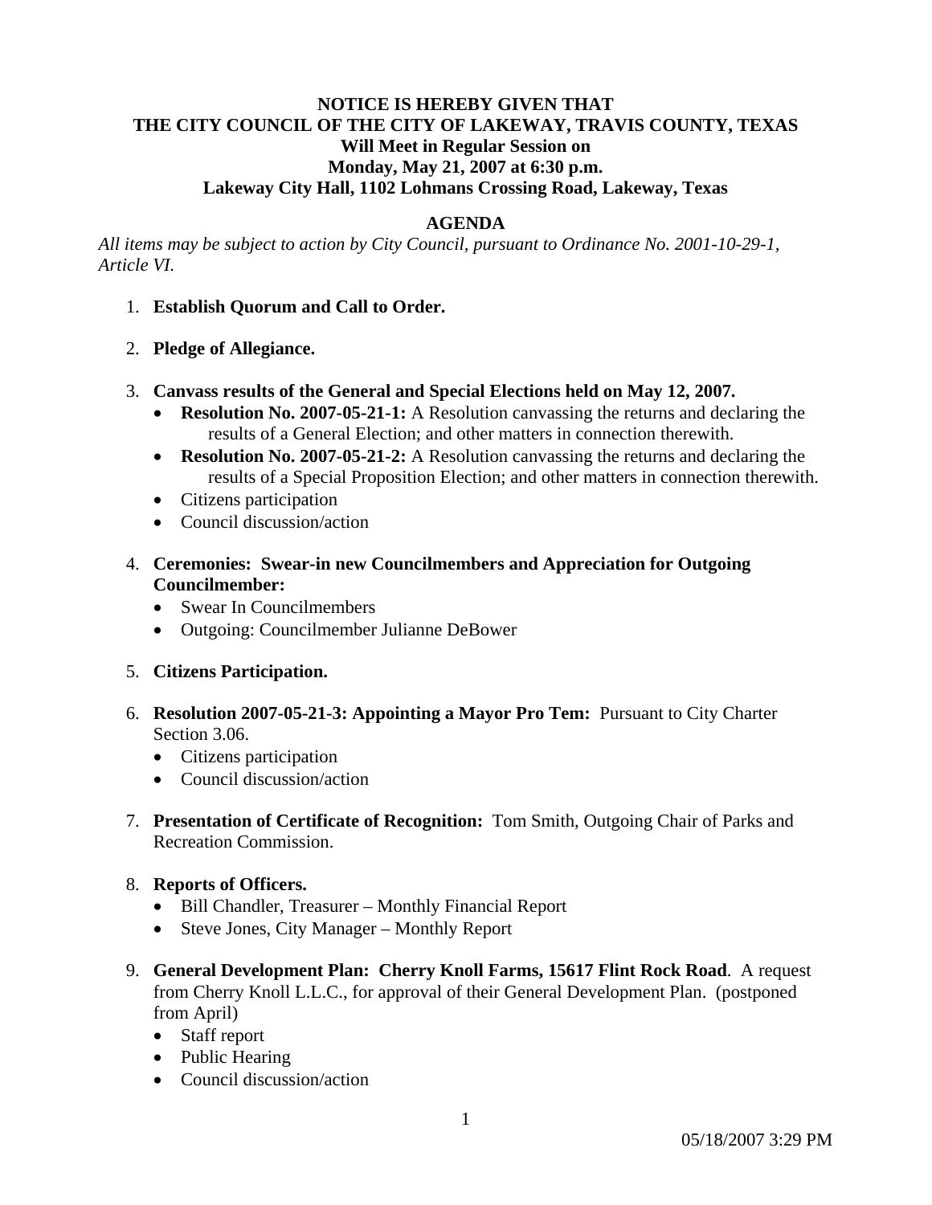**NOTICE IS HEREBY GIVEN THAT**
**THE CITY COUNCIL OF THE CITY OF LAKEWAY, TRAVIS COUNTY, TEXAS**
**Will Meet in Regular Session on**
**Monday, May 21, 2007 at 6:30 p.m.**
**Lakeway City Hall, 1102 Lohmans Crossing Road, Lakeway, Texas**

## AGENDA

*All items may be subject to action by City Council, pursuant to Ordinance No. 2001-10-29-1, Article VI.*

1. **Establish Quorum and Call to Order.**

2. **Pledge of Allegiance.**

3. **Canvass results of the General and Special Elections held on May 12, 2007.**
   - **Resolution No. 2007-05-21-1:** A Resolution canvassing the returns and declaring the results of a General Election; and other matters in connection therewith.
   - **Resolution No. 2007-05-21-2:** A Resolution canvassing the returns and declaring the results of a Special Proposition Election; and other matters in connection therewith.
   - Citizens participation
   - Council discussion/action

4. **Ceremonies: Swear-in new Councilmembers and Appreciation for Outgoing Councilmember:**
   - Swear In Councilmembers
   - Outgoing: Councilmember Julianne DeBower

5. **Citizens Participation.**

6. **Resolution 2007-05-21-3: Appointing a Mayor Pro Tem:** Pursuant to City Charter Section 3.06.
   - Citizens participation
   - Council discussion/action

7. **Presentation of Certificate of Recognition:** Tom Smith, Outgoing Chair of Parks and Recreation Commission.

8. **Reports of Officers.**
   - Bill Chandler, Treasurer – Monthly Financial Report
   - Steve Jones, City Manager – Monthly Report

9. **General Development Plan: Cherry Knoll Farms, 15617 Flint Rock Road**. A request from Cherry Knoll L.L.C., for approval of their General Development Plan. (postponed from April)
   - Staff report
   - Public Hearing
   - Council discussion/action

05/18/2007 3:29 PM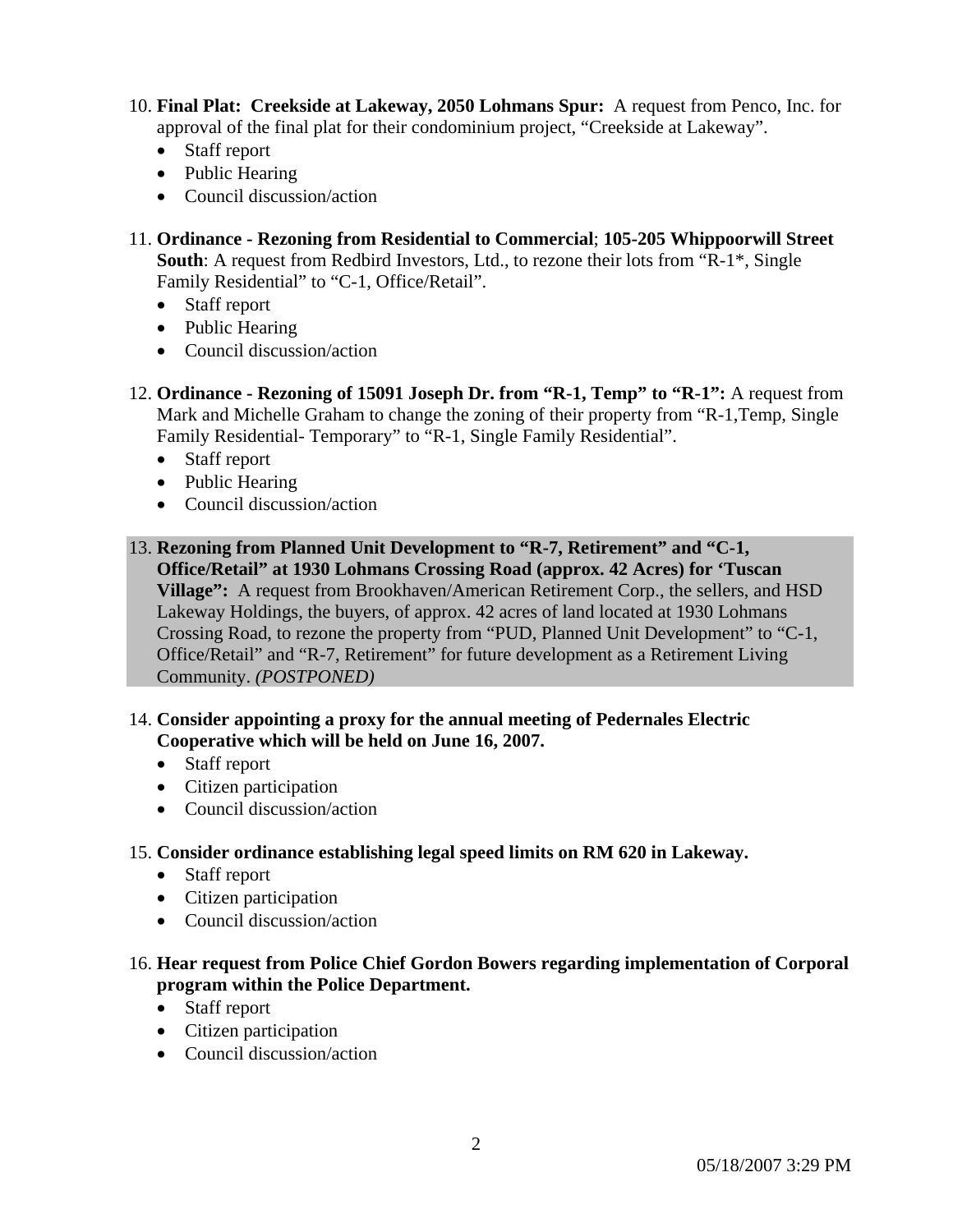10. **Final Plat: Creekside at Lakeway, 2050 Lohmans Spur:** A request from Penco, Inc. for approval of the final plat for their condominium project, "Creekside at Lakeway".
    - Staff report
    - Public Hearing
    - Council discussion/action

11. **Ordinance - Rezoning from Residential to Commercial**; **105-205 Whippoorwill Street South**: A request from Redbird Investors, Ltd., to rezone their lots from "R-1*, Single Family Residential" to "C-1, Office/Retail".
    - Staff report
    - Public Hearing
    - Council discussion/action

12. **Ordinance - Rezoning of 15091 Joseph Dr. from "R-1, Temp" to "R-1":** A request from Mark and Michelle Graham to change the zoning of their property from "R-1,Temp, Single Family Residential- Temporary" to "R-1, Single Family Residential".
    - Staff report
    - Public Hearing
    - Council discussion/action

13. **Rezoning from Planned Unit Development to "R-7, Retirement" and "C-1, Office/Retail" at 1930 Lohmans Crossing Road (approx. 42 Acres) for 'Tuscan Village":** A request from Brookhaven/American Retirement Corp., the sellers, and HSD Lakeway Holdings, the buyers, of approx. 42 acres of land located at 1930 Lohmans Crossing Road, to rezone the property from "PUD, Planned Unit Development" to "C-1, Office/Retail" and "R-7, Retirement" for future development as a Retirement Living Community. *(POSTPONED)*

14. **Consider appointing a proxy for the annual meeting of Pedernales Electric Cooperative which will be held on June 16, 2007.**
    - Staff report
    - Citizen participation
    - Council discussion/action

15. **Consider ordinance establishing legal speed limits on RM 620 in Lakeway.**
    - Staff report
    - Citizen participation
    - Council discussion/action

16. **Hear request from Police Chief Gordon Bowers regarding implementation of Corporal program within the Police Department.**
    - Staff report
    - Citizen participation
    - Council discussion/action

05/18/2007 3:29 PM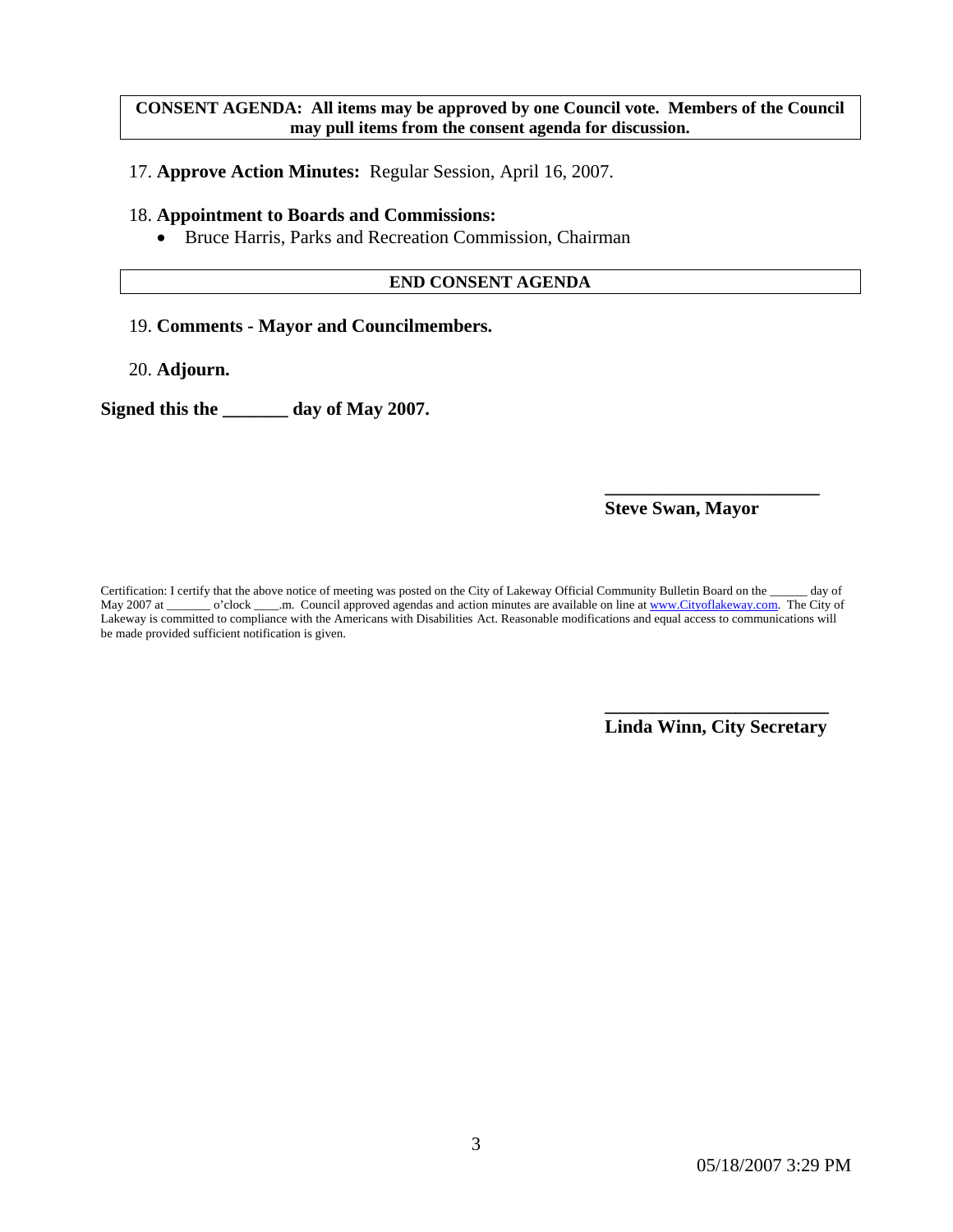**CONSENT AGENDA: All items may be approved by one Council vote. Members of the Council may pull items from the consent agenda for discussion.**

17. **Approve Action Minutes:** Regular Session, April 16, 2007.

18. **Appointment to Boards and Commissions:**
    - Bruce Harris, Parks and Recreation Commission, Chairman

**END CONSENT AGENDA**

19. **Comments - Mayor and Councilmembers.**

20. **Adjourn.**

**Signed this the _______ day of May 2007.**

**_______________________**
**Steve Swan, Mayor**

Certification: I certify that the above notice of meeting was posted on the City of Lakeway Official Community Bulletin Board on the ______ day of May 2007 at _______ o'clock ____.m. Council approved agendas and action minutes are available on line at www.Cityoflakeway.com. The City of Lakeway is committed to compliance with the Americans with Disabilities Act. Reasonable modifications and equal access to communications will be made provided sufficient notification is given.

**________________________**
**Linda Winn, City Secretary**

05/18/2007 3:29 PM